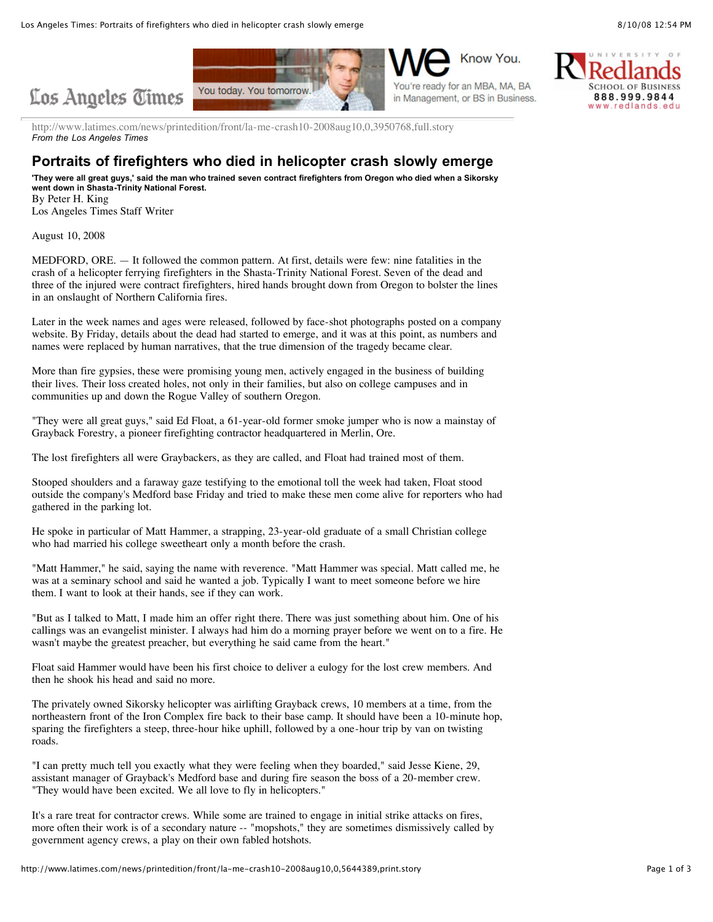http://www.latimes.com/news/printedition/front/la-me-crash10-2008aug10,0,3950768,full.story
*From the Los Angeles Times*

# Portraits of firefighters who died in helicopter crash slowly emerge

**'They were all great guys,' said the man who trained seven contract firefighters from Oregon who died when a Sikorsky went down in Shasta-Trinity National Forest.**

By Peter H. King
Los Angeles Times Staff Writer

August 10, 2008

MEDFORD, ORE. — It followed the common pattern. At first, details were few: nine fatalities in the crash of a helicopter ferrying firefighters in the Shasta-Trinity National Forest. Seven of the dead and three of the injured were contract firefighters, hired hands brought down from Oregon to bolster the lines in an onslaught of Northern California fires.

Later in the week names and ages were released, followed by face-shot photographs posted on a company website. By Friday, details about the dead had started to emerge, and it was at this point, as numbers and names were replaced by human narratives, that the true dimension of the tragedy became clear.

More than fire gypsies, these were promising young men, actively engaged in the business of building their lives. Their loss created holes, not only in their families, but also on college campuses and in communities up and down the Rogue Valley of southern Oregon.

"They were all great guys," said Ed Float, a 61-year-old former smoke jumper who is now a mainstay of Grayback Forestry, a pioneer firefighting contractor headquartered in Merlin, Ore.

The lost firefighters all were Graybackers, as they are called, and Float had trained most of them.

Stooped shoulders and a faraway gaze testifying to the emotional toll the week had taken, Float stood outside the company's Medford base Friday and tried to make these men come alive for reporters who had gathered in the parking lot.

He spoke in particular of Matt Hammer, a strapping, 23-year-old graduate of a small Christian college who had married his college sweetheart only a month before the crash.

"Matt Hammer," he said, saying the name with reverence. "Matt Hammer was special. Matt called me, he was at a seminary school and said he wanted a job. Typically I want to meet someone before we hire them. I want to look at their hands, see if they can work.

"But as I talked to Matt, I made him an offer right there. There was just something about him. One of his callings was an evangelist minister. I always had him do a morning prayer before we went on to a fire. He wasn't maybe the greatest preacher, but everything he said came from the heart."

Float said Hammer would have been his first choice to deliver a eulogy for the lost crew members. And then he shook his head and said no more.

The privately owned Sikorsky helicopter was airlifting Grayback crews, 10 members at a time, from the northeastern front of the Iron Complex fire back to their base camp. It should have been a 10-minute hop, sparing the firefighters a steep, three-hour hike uphill, followed by a one-hour trip by van on twisting roads.

"I can pretty much tell you exactly what they were feeling when they boarded," said Jesse Kiene, 29, assistant manager of Grayback's Medford base and during fire season the boss of a 20-member crew. "They would have been excited. We all love to fly in helicopters."

It's a rare treat for contractor crews. While some are trained to engage in initial strike attacks on fires, more often their work is of a secondary nature -- "mopshots," they are sometimes dismissively called by government agency crews, a play on their own fabled hotshots.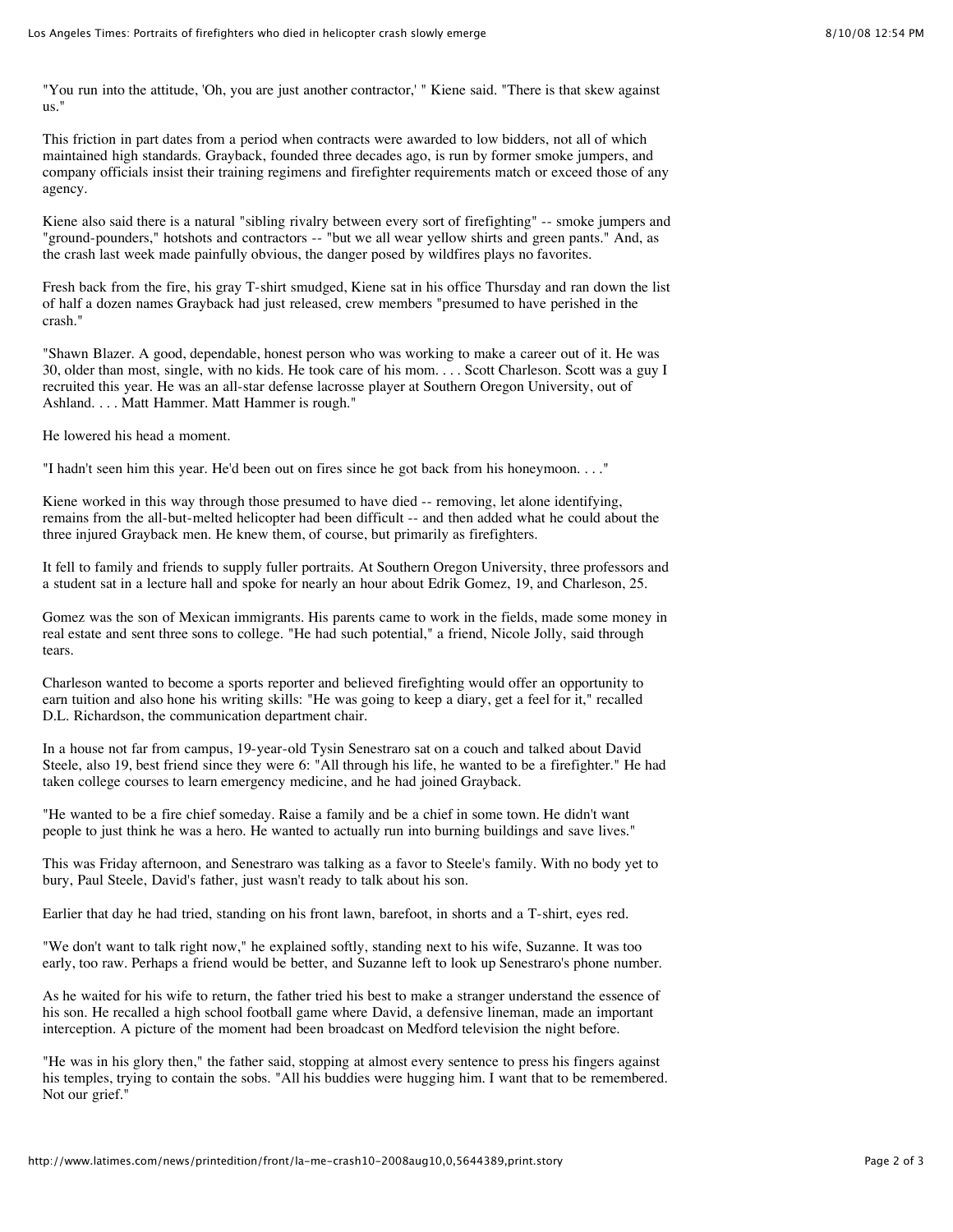"You run into the attitude, 'Oh, you are just another contractor,' " Kiene said. "There is that skew against us."

This friction in part dates from a period when contracts were awarded to low bidders, not all of which maintained high standards. Grayback, founded three decades ago, is run by former smoke jumpers, and company officials insist their training regimens and firefighter requirements match or exceed those of any agency.

Kiene also said there is a natural "sibling rivalry between every sort of firefighting" -- smoke jumpers and "ground-pounders," hotshots and contractors -- "but we all wear yellow shirts and green pants." And, as the crash last week made painfully obvious, the danger posed by wildfires plays no favorites.

Fresh back from the fire, his gray T-shirt smudged, Kiene sat in his office Thursday and ran down the list of half a dozen names Grayback had just released, crew members "presumed to have perished in the crash."

"Shawn Blazer. A good, dependable, honest person who was working to make a career out of it. He was 30, older than most, single, with no kids. He took care of his mom. . . . Scott Charleson. Scott was a guy I recruited this year. He was an all-star defense lacrosse player at Southern Oregon University, out of Ashland. . . . Matt Hammer. Matt Hammer is rough."

He lowered his head a moment.

"I hadn't seen him this year. He'd been out on fires since he got back from his honeymoon. . . ."

Kiene worked in this way through those presumed to have died -- removing, let alone identifying, remains from the all-but-melted helicopter had been difficult -- and then added what he could about the three injured Grayback men. He knew them, of course, but primarily as firefighters.

It fell to family and friends to supply fuller portraits. At Southern Oregon University, three professors and a student sat in a lecture hall and spoke for nearly an hour about Edrik Gomez, 19, and Charleson, 25.

Gomez was the son of Mexican immigrants. His parents came to work in the fields, made some money in real estate and sent three sons to college. "He had such potential," a friend, Nicole Jolly, said through tears.

Charleson wanted to become a sports reporter and believed firefighting would offer an opportunity to earn tuition and also hone his writing skills: "He was going to keep a diary, get a feel for it," recalled D.L. Richardson, the communication department chair.

In a house not far from campus, 19-year-old Tysin Senestraro sat on a couch and talked about David Steele, also 19, best friend since they were 6: "All through his life, he wanted to be a firefighter." He had taken college courses to learn emergency medicine, and he had joined Grayback.

"He wanted to be a fire chief someday. Raise a family and be a chief in some town. He didn't want people to just think he was a hero. He wanted to actually run into burning buildings and save lives."

This was Friday afternoon, and Senestraro was talking as a favor to Steele's family. With no body yet to bury, Paul Steele, David's father, just wasn't ready to talk about his son.

Earlier that day he had tried, standing on his front lawn, barefoot, in shorts and a T-shirt, eyes red.

"We don't want to talk right now," he explained softly, standing next to his wife, Suzanne. It was too early, too raw. Perhaps a friend would be better, and Suzanne left to look up Senestraro's phone number.

As he waited for his wife to return, the father tried his best to make a stranger understand the essence of his son. He recalled a high school football game where David, a defensive lineman, made an important interception. A picture of the moment had been broadcast on Medford television the night before.

"He was in his glory then," the father said, stopping at almost every sentence to press his fingers against his temples, trying to contain the sobs. "All his buddies were hugging him. I want that to be remembered. Not our grief."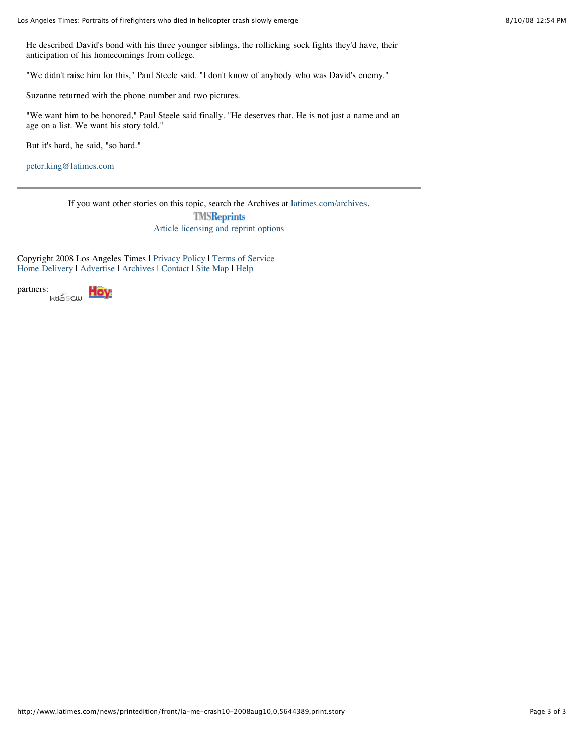He described David's bond with his three younger siblings, the rollicking sock fights they'd have, their anticipation of his homecomings from college.

"We didn't raise him for this," Paul Steele said. "I don't know of anybody who was David's enemy."

Suzanne returned with the phone number and two pictures.

"We want him to be honored," Paul Steele said finally. "He deserves that. He is not just a name and an age on a list. We want his story told."

But it's hard, he said, "so hard."

peter.king@latimes.com

---

If you want other stories on this topic, search the Archives at latimes.com/archives.

TMSReprints

Article licensing and reprint options

Copyright 2008 Los Angeles Times | Privacy Policy | Terms of Service
Home Delivery | Advertise | Archives | Contact | Site Map | Help

partners: ktla5cw Hoy